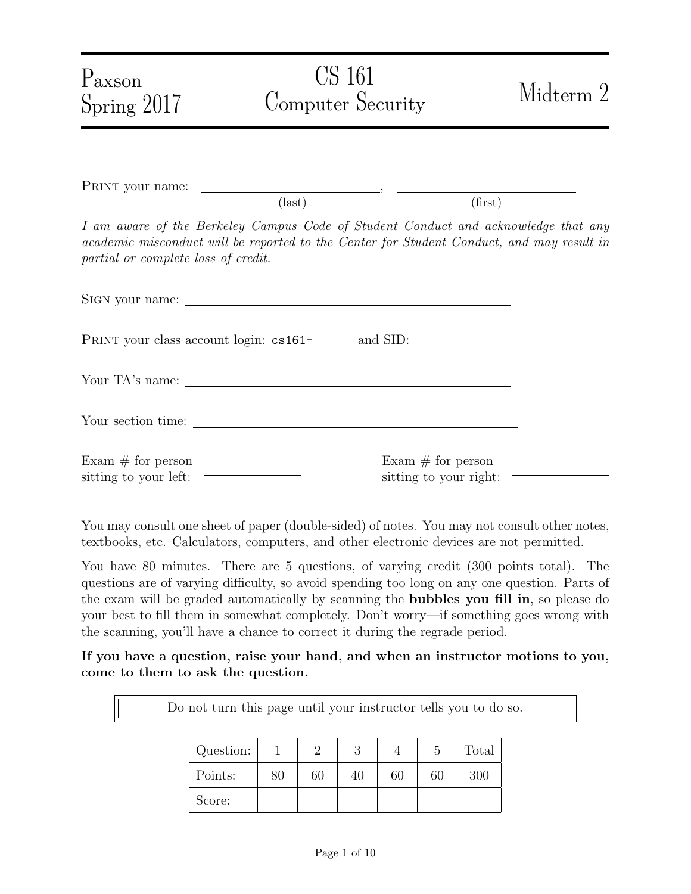# Paxson Spring 2017 — CS 161 Computer Security — Midterm 2

PRINT your name: \_\_\_\_\_\_\_\_\_\_\_\_\_\_\_\_\_\_\_\_\_\_\_\_ (last), \_\_\_\_\_\_\_\_\_\_\_\_\_\_\_\_\_\_\_\_\_\_\_\_ (first)

*I am aware of the Berkeley Campus Code of Student Conduct and acknowledge that any academic misconduct will be reported to the Center for Student Conduct, and may result in partial or complete loss of credit.*

SIGN your name: \_\_\_\_\_\_\_\_\_\_\_\_\_\_\_\_\_\_\_\_\_\_\_\_\_\_\_\_\_\_\_\_\_\_\_\_\_\_\_\_

PRINT your class account login: `cs161-`\_\_\_\_\_\_ and SID: \_\_\_\_\_\_\_\_\_\_\_\_\_\_\_\_\_\_\_\_

Your TA's name: \_\_\_\_\_\_\_\_\_\_\_\_\_\_\_\_\_\_\_\_\_\_\_\_\_\_\_\_\_\_\_\_\_\_\_\_\_\_\_\_

Your section time: \_\_\_\_\_\_\_\_\_\_\_\_\_\_\_\_\_\_\_\_\_\_\_\_\_\_\_\_\_\_\_\_\_\_\_\_\_\_\_\_

Exam # for person sitting to your left: \_\_\_\_\_\_\_\_\_\_\_\_

Exam # for person sitting to your right: \_\_\_\_\_\_\_\_\_\_\_\_

You may consult one sheet of paper (double-sided) of notes. You may not consult other notes, textbooks, etc. Calculators, computers, and other electronic devices are not permitted.

You have 80 minutes. There are 5 questions, of varying credit (300 points total). The questions are of varying difficulty, so avoid spending too long on any one question. Parts of the exam will be graded automatically by scanning the **bubbles you fill in**, so please do your best to fill them in somewhat completely. Don't worry—if something goes wrong with the scanning, you'll have a chance to correct it during the regrade period.

**If you have a question, raise your hand, and when an instructor motions to you, come to them to ask the question.**

Do not turn this page until your instructor tells you to do so.

| Question: | 1 | 2 | 3 | 4 | 5 | Total |
|---|---|---|---|---|---|---|
| Points: | 80 | 60 | 40 | 60 | 60 | 300 |
| Score: | | | | | | |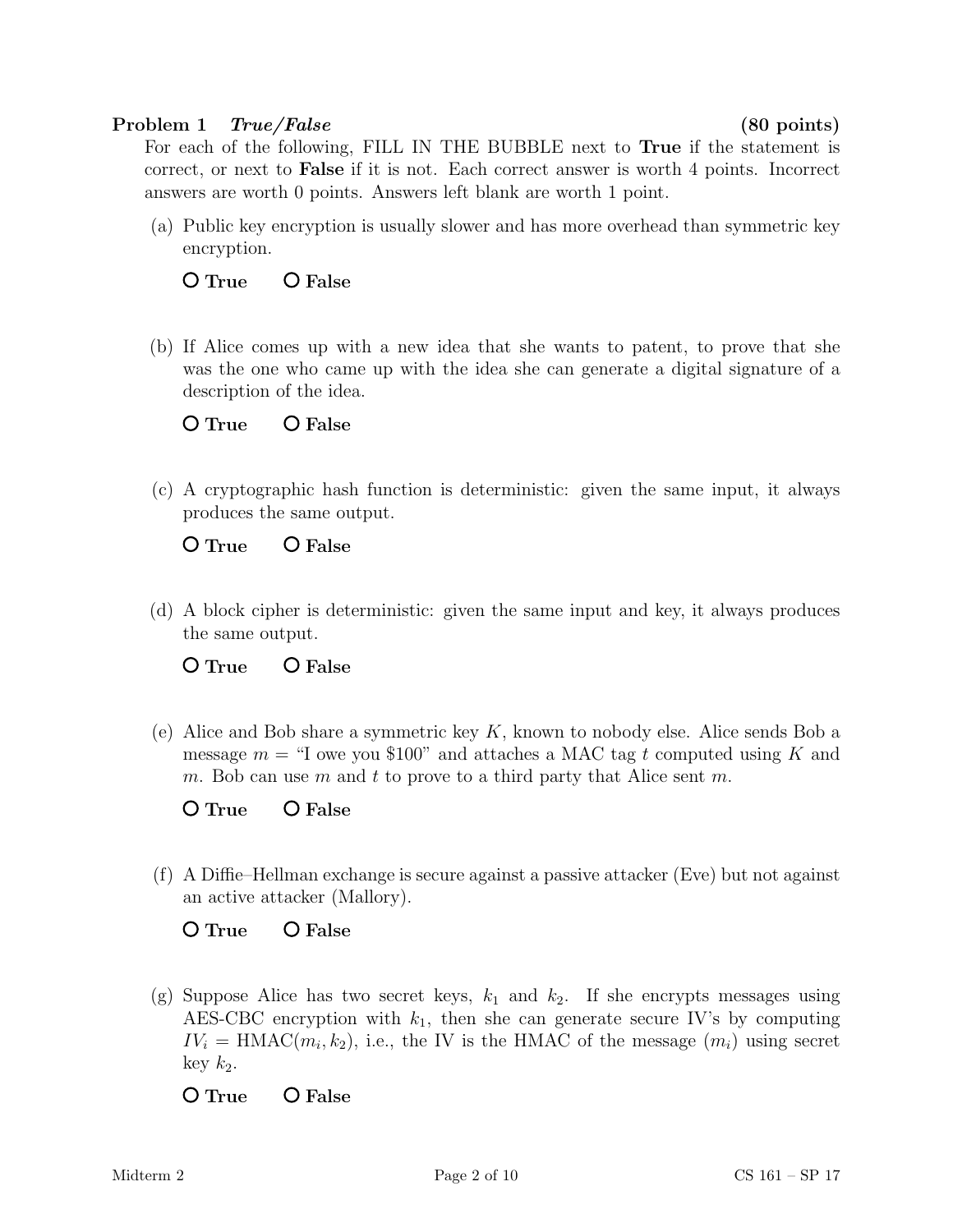**Problem 1** ***True/False*** **(80 points)**

For each of the following, FILL IN THE BUBBLE next to **True** if the statement is correct, or next to **False** if it is not. Each correct answer is worth 4 points. Incorrect answers are worth 0 points. Answers left blank are worth 1 point.

(a) Public key encryption is usually slower and has more overhead than symmetric key encryption.

○ **True** ○ **False**

(b) If Alice comes up with a new idea that she wants to patent, to prove that she was the one who came up with the idea she can generate a digital signature of a description of the idea.

○ **True** ○ **False**

(c) A cryptographic hash function is deterministic: given the same input, it always produces the same output.

○ **True** ○ **False**

(d) A block cipher is deterministic: given the same input and key, it always produces the same output.

○ **True** ○ **False**

(e) Alice and Bob share a symmetric key $K$, known to nobody else. Alice sends Bob a message $m$ = "I owe you $100" and attaches a MAC tag $t$ computed using $K$ and $m$. Bob can use $m$ and $t$ to prove to a third party that Alice sent $m$.

○ **True** ○ **False**

(f) A Diffie–Hellman exchange is secure against a passive attacker (Eve) but not against an active attacker (Mallory).

○ **True** ○ **False**

(g) Suppose Alice has two secret keys, $k_1$ and $k_2$. If she encrypts messages using AES-CBC encryption with $k_1$, then she can generate secure IV's by computing $IV_i = \text{HMAC}(m_i, k_2)$, i.e., the IV is the HMAC of the message ($m_i$) using secret key $k_2$.

○ **True** ○ **False**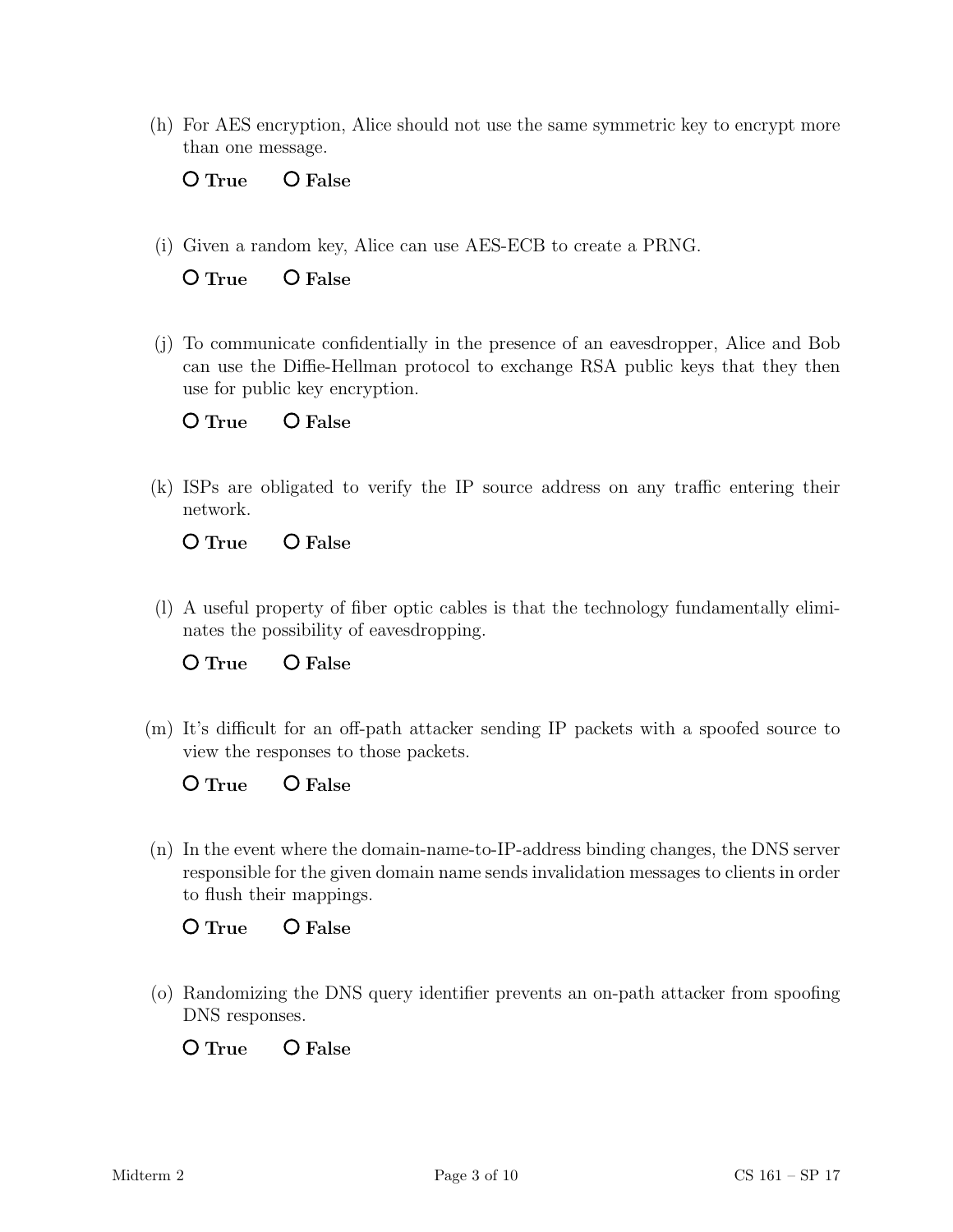(h) For AES encryption, Alice should not use the same symmetric key to encrypt more than one message.

O **True** O **False**

(i) Given a random key, Alice can use AES-ECB to create a PRNG.

O **True** O **False**

(j) To communicate confidentially in the presence of an eavesdropper, Alice and Bob can use the Diffie-Hellman protocol to exchange RSA public keys that they then use for public key encryption.

O **True** O **False**

(k) ISPs are obligated to verify the IP source address on any traffic entering their network.

O **True** O **False**

(l) A useful property of fiber optic cables is that the technology fundamentally eliminates the possibility of eavesdropping.

O **True** O **False**

(m) It's difficult for an off-path attacker sending IP packets with a spoofed source to view the responses to those packets.

O **True** O **False**

(n) In the event where the domain-name-to-IP-address binding changes, the DNS server responsible for the given domain name sends invalidation messages to clients in order to flush their mappings.

O **True** O **False**

(o) Randomizing the DNS query identifier prevents an on-path attacker from spoofing DNS responses.

O **True** O **False**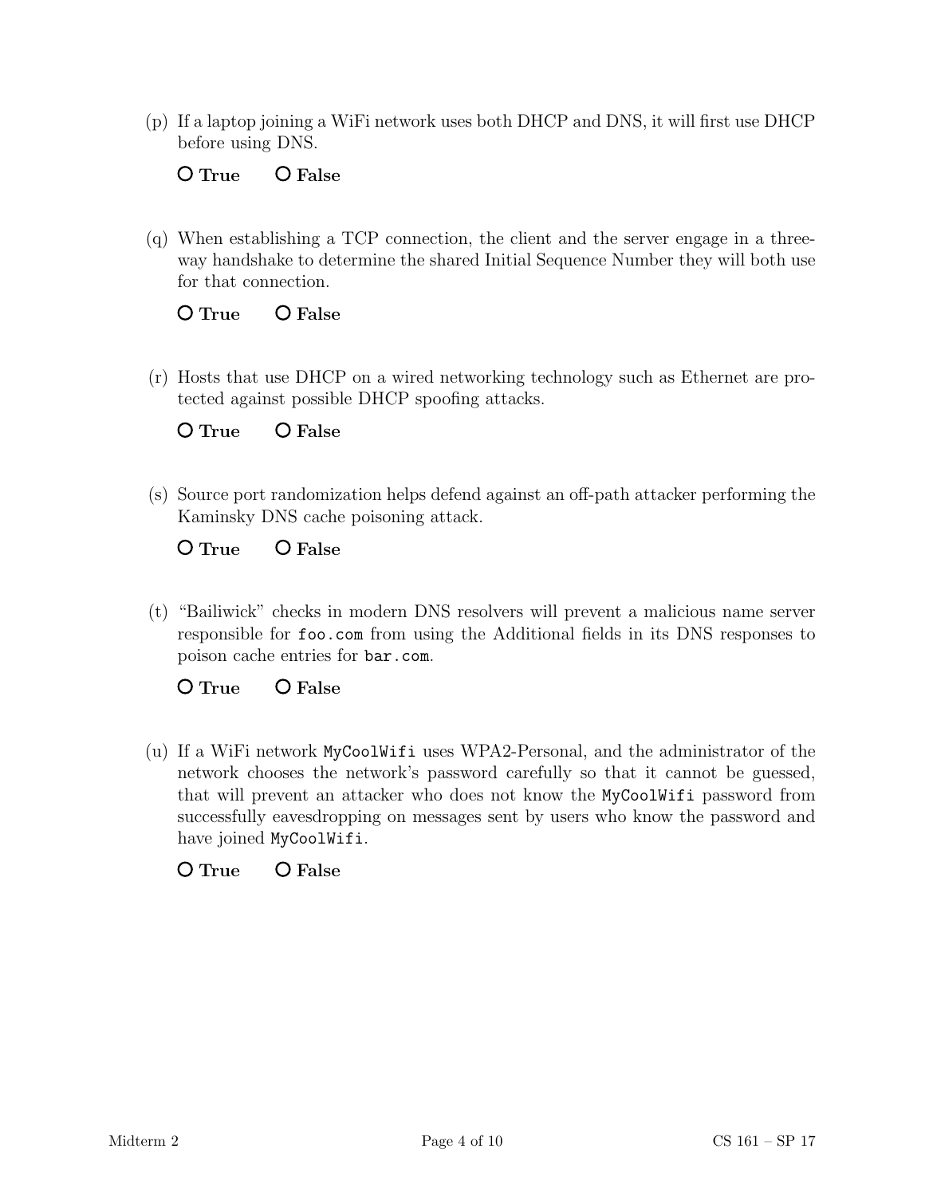(p) If a laptop joining a WiFi network uses both DHCP and DNS, it will first use DHCP before using DNS.

**O True** **O False**

(q) When establishing a TCP connection, the client and the server engage in a three-way handshake to determine the shared Initial Sequence Number they will both use for that connection.

**O True** **O False**

(r) Hosts that use DHCP on a wired networking technology such as Ethernet are protected against possible DHCP spoofing attacks.

**O True** **O False**

(s) Source port randomization helps defend against an off-path attacker performing the Kaminsky DNS cache poisoning attack.

**O True** **O False**

(t) "Bailiwick" checks in modern DNS resolvers will prevent a malicious name server responsible for `foo.com` from using the Additional fields in its DNS responses to poison cache entries for `bar.com`.

**O True** **O False**

(u) If a WiFi network `MyCoolWifi` uses WPA2-Personal, and the administrator of the network chooses the network's password carefully so that it cannot be guessed, that will prevent an attacker who does not know the `MyCoolWifi` password from successfully eavesdropping on messages sent by users who know the password and have joined `MyCoolWifi`.

**O True** **O False**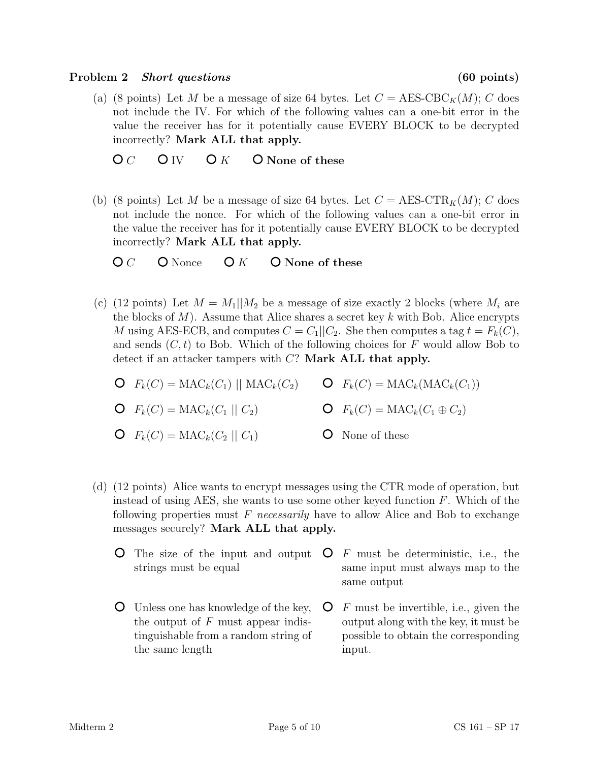**Problem 2** ***Short questions*** **(60 points)**

(a) (8 points) Let $M$ be a message of size 64 bytes. Let $C = \text{AES-CBC}_K(M)$; $C$ does not include the IV. For which of the following values can a one-bit error in the value the receiver has for it potentially cause EVERY BLOCK to be decrypted incorrectly? **Mark ALL that apply.**

- $C$
- IV
- $K$
- **None of these**

(b) (8 points) Let $M$ be a message of size 64 bytes. Let $C = \text{AES-CTR}_K(M)$; $C$ does not include the nonce. For which of the following values can a one-bit error in the value the receiver has for it potentially cause EVERY BLOCK to be decrypted incorrectly? **Mark ALL that apply.**

- $C$
- Nonce
- $K$
- **None of these**

(c) (12 points) Let $M = M_1||M_2$ be a message of size exactly 2 blocks (where $M_i$ are the blocks of $M$). Assume that Alice shares a secret key $k$ with Bob. Alice encrypts $M$ using AES-ECB, and computes $C = C_1||C_2$. She then computes a tag $t = F_k(C)$, and sends $(C, t)$ to Bob. Which of the following choices for $F$ would allow Bob to detect if an attacker tampers with $C$? **Mark ALL that apply.**

- $F_k(C) = \text{MAC}_k(C_1) \mid\mid \text{MAC}_k(C_2)$
- $F_k(C) = \text{MAC}_k(\text{MAC}_k(C_1))$
- $F_k(C) = \text{MAC}_k(C_1 \mid\mid C_2)$
- $F_k(C) = \text{MAC}_k(C_1 \oplus C_2)$
- $F_k(C) = \text{MAC}_k(C_2 \mid\mid C_1)$
- None of these

(d) (12 points) Alice wants to encrypt messages using the CTR mode of operation, but instead of using AES, she wants to use some other keyed function $F$. Which of the following properties must $F$ *necessarily* have to allow Alice and Bob to exchange messages securely? **Mark ALL that apply.**

- The size of the input and output strings must be equal
- $F$ must be deterministic, i.e., the same input must always map to the same output
- Unless one has knowledge of the key, the output of $F$ must appear indistinguishable from a random string of the same length
- $F$ must be invertible, i.e., given the output along with the key, it must be possible to obtain the corresponding input.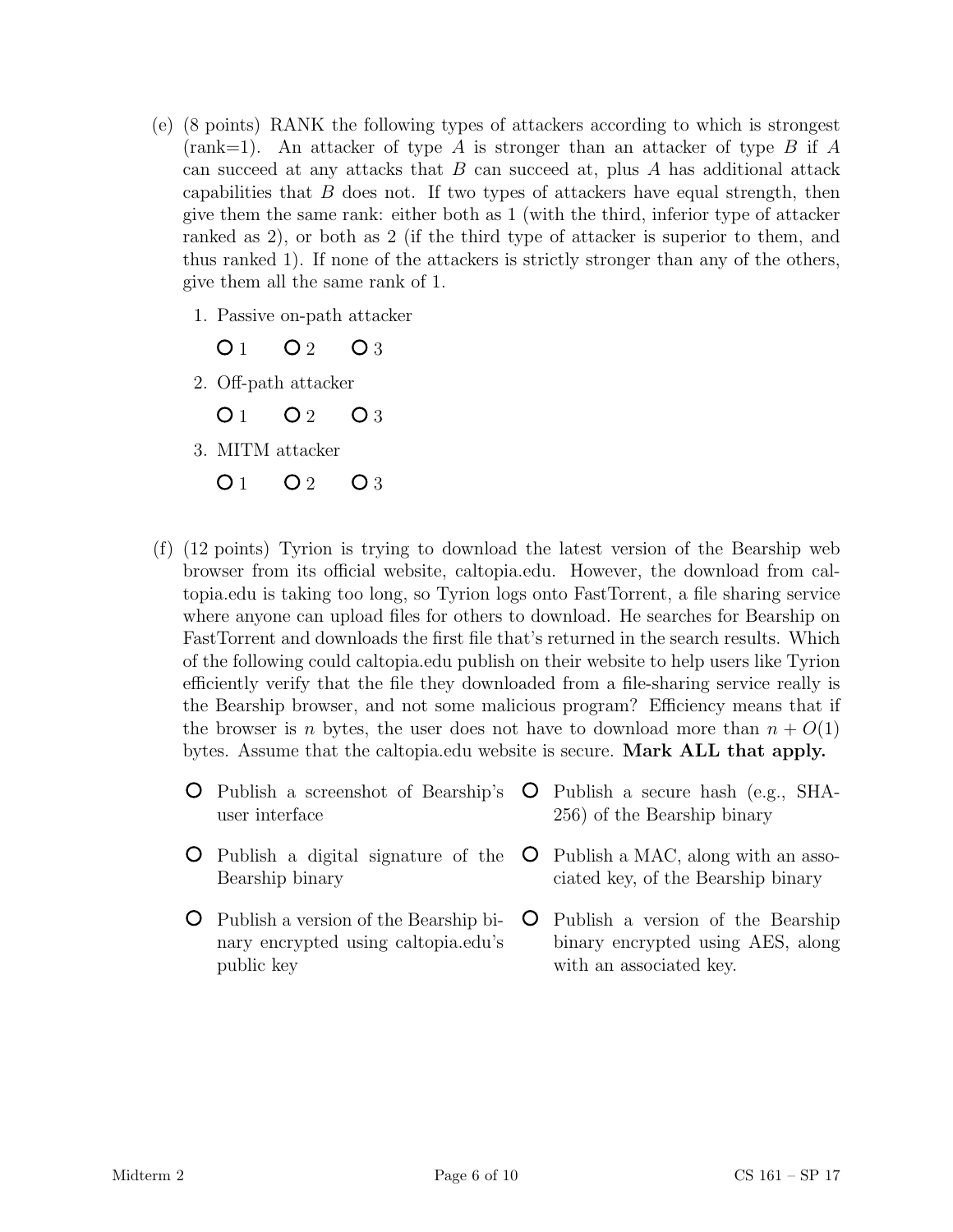(e) (8 points) RANK the following types of attackers according to which is strongest (rank=1). An attacker of type $A$ is stronger than an attacker of type $B$ if $A$ can succeed at any attacks that $B$ can succeed at, plus $A$ has additional attack capabilities that $B$ does not. If two types of attackers have equal strength, then give them the same rank: either both as 1 (with the third, inferior type of attacker ranked as 2), or both as 2 (if the third type of attacker is superior to them, and thus ranked 1). If none of the attackers is strictly stronger than any of the others, give them all the same rank of 1.

1. Passive on-path attacker

   ○ 1 ○ 2 ○ 3

2. Off-path attacker

   ○ 1 ○ 2 ○ 3

3. MITM attacker

   ○ 1 ○ 2 ○ 3

(f) (12 points) Tyrion is trying to download the latest version of the Bearship web browser from its official website, caltopia.edu. However, the download from caltopia.edu is taking too long, so Tyrion logs onto FastTorrent, a file sharing service where anyone can upload files for others to download. He searches for Bearship on FastTorrent and downloads the first file that's returned in the search results. Which of the following could caltopia.edu publish on their website to help users like Tyrion efficiently verify that the file they downloaded from a file-sharing service really is the Bearship browser, and not some malicious program? Efficiency means that if the browser is $n$ bytes, the user does not have to download more than $n + O(1)$ bytes. Assume that the caltopia.edu website is secure. **Mark ALL that apply.**

○ Publish a screenshot of Bearship's user interface

○ Publish a secure hash (e.g., SHA-256) of the Bearship binary

○ Publish a digital signature of the Bearship binary

○ Publish a MAC, along with an associated key, of the Bearship binary

○ Publish a version of the Bearship binary encrypted using caltopia.edu's public key

○ Publish a version of the Bearship binary encrypted using AES, along with an associated key.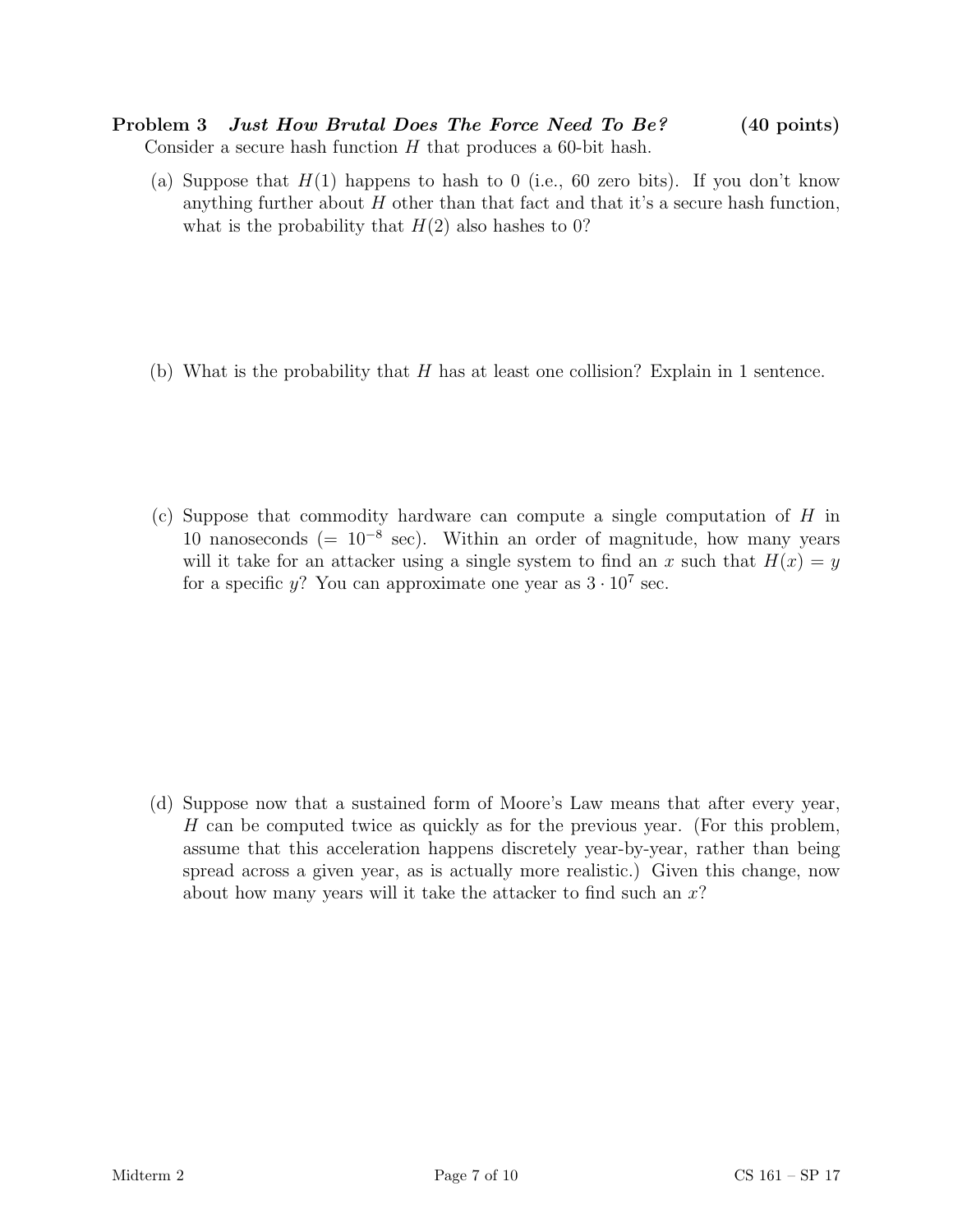**Problem 3** ***Just How Brutal Does The Force Need To Be?*** **(40 points)**

Consider a secure hash function $H$ that produces a 60-bit hash.

(a) Suppose that $H(1)$ happens to hash to 0 (i.e., 60 zero bits). If you don't know anything further about $H$ other than that fact and that it's a secure hash function, what is the probability that $H(2)$ also hashes to 0?

(b) What is the probability that $H$ has at least one collision? Explain in 1 sentence.

(c) Suppose that commodity hardware can compute a single computation of $H$ in 10 nanoseconds ($= 10^{-8}$ sec). Within an order of magnitude, how many years will it take for an attacker using a single system to find an $x$ such that $H(x) = y$ for a specific $y$? You can approximate one year as $3 \cdot 10^7$ sec.

(d) Suppose now that a sustained form of Moore's Law means that after every year, $H$ can be computed twice as quickly as for the previous year. (For this problem, assume that this acceleration happens discretely year-by-year, rather than being spread across a given year, as is actually more realistic.) Given this change, now about how many years will it take the attacker to find such an $x$?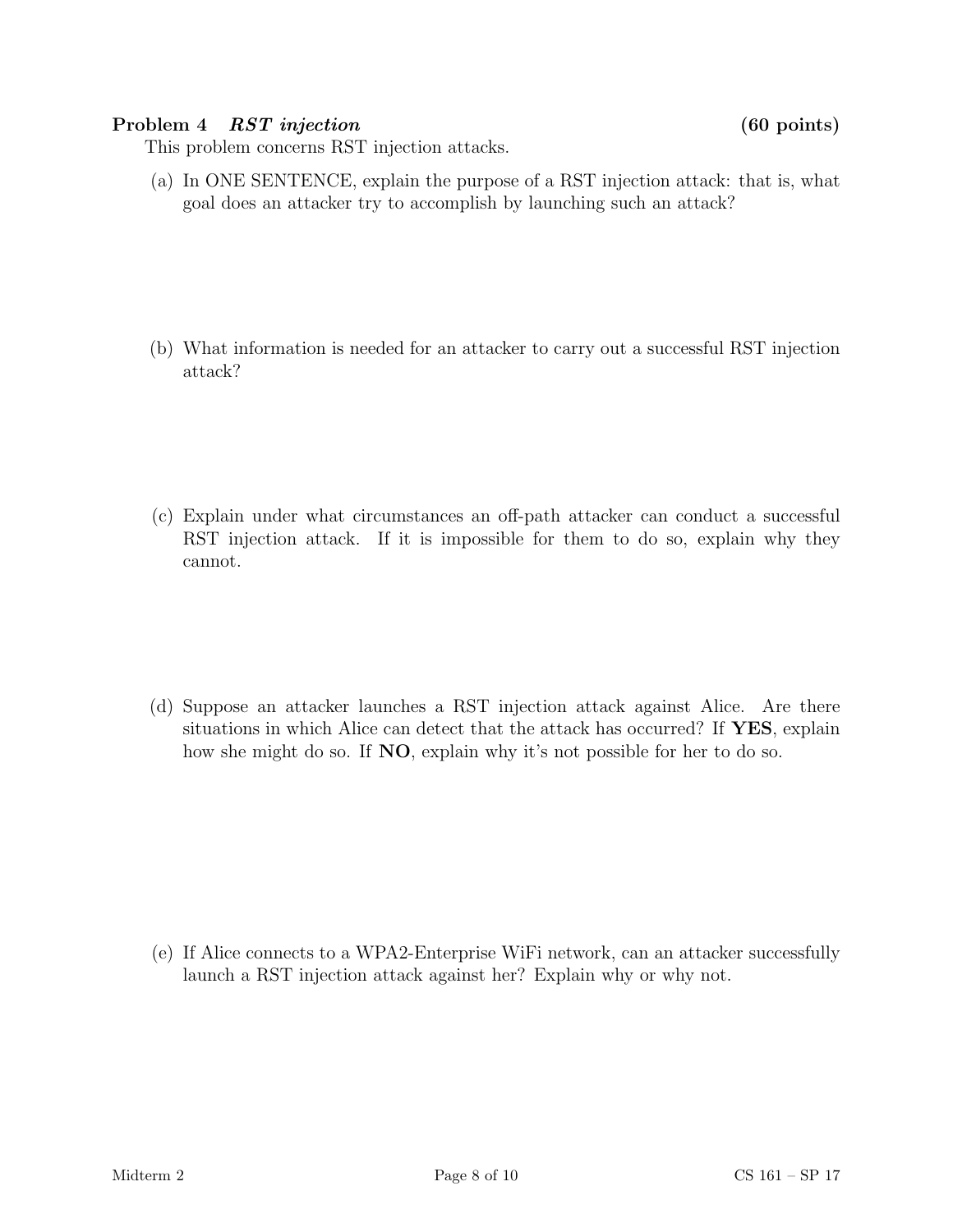**Problem 4** ***RST injection*** **(60 points)**

This problem concerns RST injection attacks.

(a) In ONE SENTENCE, explain the purpose of a RST injection attack: that is, what goal does an attacker try to accomplish by launching such an attack?

(b) What information is needed for an attacker to carry out a successful RST injection attack?

(c) Explain under what circumstances an off-path attacker can conduct a successful RST injection attack. If it is impossible for them to do so, explain why they cannot.

(d) Suppose an attacker launches a RST injection attack against Alice. Are there situations in which Alice can detect that the attack has occurred? If **YES**, explain how she might do so. If **NO**, explain why it's not possible for her to do so.

(e) If Alice connects to a WPA2-Enterprise WiFi network, can an attacker successfully launch a RST injection attack against her? Explain why or why not.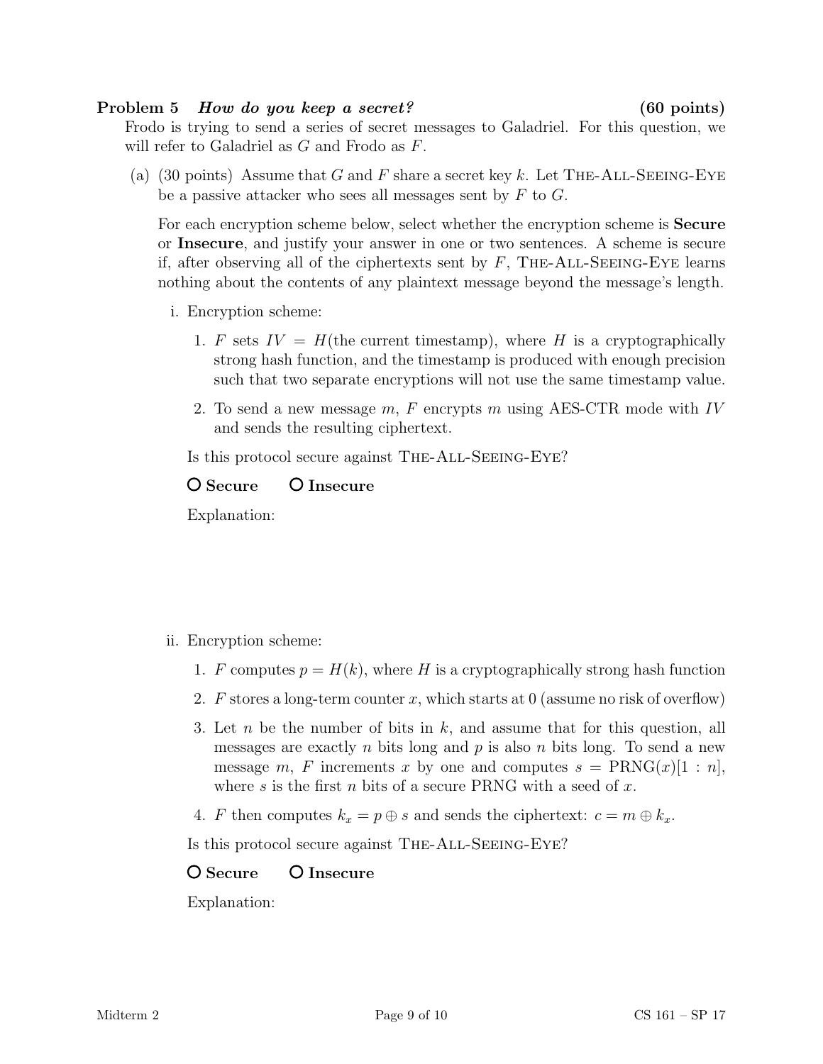**Problem 5** ***How do you keep a secret?*** **(60 points)**

Frodo is trying to send a series of secret messages to Galadriel. For this question, we will refer to Galadriel as $G$ and Frodo as $F$.

(a) (30 points) Assume that $G$ and $F$ share a secret key $k$. Let THE-ALL-SEEING-EYE be a passive attacker who sees all messages sent by $F$ to $G$.

For each encryption scheme below, select whether the encryption scheme is **Secure** or **Insecure**, and justify your answer in one or two sentences. A scheme is secure if, after observing all of the ciphertexts sent by $F$, THE-ALL-SEEING-EYE learns nothing about the contents of any plaintext message beyond the message's length.

i. Encryption scheme:

1. $F$ sets $IV = H(\text{the current timestamp})$, where $H$ is a cryptographically strong hash function, and the timestamp is produced with enough precision such that two separate encryptions will not use the same timestamp value.
2. To send a new message $m$, $F$ encrypts $m$ using AES-CTR mode with $IV$ and sends the resulting ciphertext.

Is this protocol secure against THE-ALL-SEEING-EYE?

○ **Secure** ○ **Insecure**

Explanation:

ii. Encryption scheme:

1. $F$ computes $p = H(k)$, where $H$ is a cryptographically strong hash function
2. $F$ stores a long-term counter $x$, which starts at 0 (assume no risk of overflow)
3. Let $n$ be the number of bits in $k$, and assume that for this question, all messages are exactly $n$ bits long and $p$ is also $n$ bits long. To send a new message $m$, $F$ increments $x$ by one and computes $s = \text{PRNG}(x)[1 : n]$, where $s$ is the first $n$ bits of a secure PRNG with a seed of $x$.
4. $F$ then computes $k_x = p \oplus s$ and sends the ciphertext: $c = m \oplus k_x$.

Is this protocol secure against THE-ALL-SEEING-EYE?

○ **Secure** ○ **Insecure**

Explanation: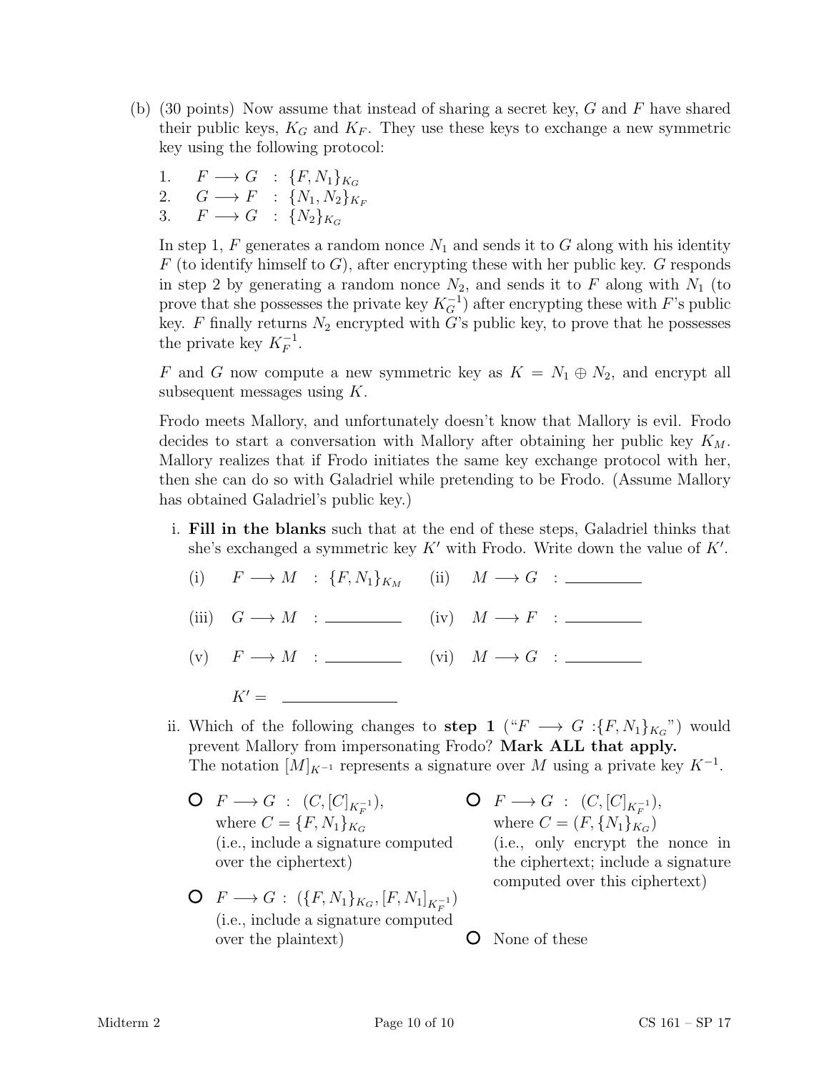(b) (30 points) Now assume that instead of sharing a secret key, $G$ and $F$ have shared their public keys, $K_G$ and $K_F$. They use these keys to exchange a new symmetric key using the following protocol:

1. $F \longrightarrow G \;:\; \{F, N_1\}_{K_G}$
2. $G \longrightarrow F \;:\; \{N_1, N_2\}_{K_F}$
3. $F \longrightarrow G \;:\; \{N_2\}_{K_G}$

In step 1, $F$ generates a random nonce $N_1$ and sends it to $G$ along with his identity $F$ (to identify himself to $G$), after encrypting these with her public key. $G$ responds in step 2 by generating a random nonce $N_2$, and sends it to $F$ along with $N_1$ (to prove that she possesses the private key $K_G^{-1}$) after encrypting these with $F$'s public key. $F$ finally returns $N_2$ encrypted with $G$'s public key, to prove that he possesses the private key $K_F^{-1}$.

$F$ and $G$ now compute a new symmetric key as $K = N_1 \oplus N_2$, and encrypt all subsequent messages using $K$.

Frodo meets Mallory, and unfortunately doesn't know that Mallory is evil. Frodo decides to start a conversation with Mallory after obtaining her public key $K_M$. Mallory realizes that if Frodo initiates the same key exchange protocol with her, then she can do so with Galadriel while pretending to be Frodo. (Assume Mallory has obtained Galadriel's public key.)

i. **Fill in the blanks** such that at the end of these steps, Galadriel thinks that she's exchanged a symmetric key $K'$ with Frodo. Write down the value of $K'$.

(i) $F \longrightarrow M \;:\; \{F, N_1\}_{K_M}$ (ii) $M \longrightarrow G \;:\;$ \_\_\_\_\_\_\_\_\_\_

(iii) $G \longrightarrow M \;:\;$ \_\_\_\_\_\_\_\_\_\_ (iv) $M \longrightarrow F \;:\;$ \_\_\_\_\_\_\_\_\_\_

(v) $F \longrightarrow M \;:\;$ \_\_\_\_\_\_\_\_\_\_ (vi) $M \longrightarrow G \;:\;$ \_\_\_\_\_\_\_\_\_\_

$K' =$ \_\_\_\_\_\_\_\_\_\_\_\_\_\_

ii. Which of the following changes to **step 1** ("$F \longrightarrow G : \{F, N_1\}_{K_G}$") would prevent Mallory from impersonating Frodo? **Mark ALL that apply.**
The notation $[M]_{K^{-1}}$ represents a signature over $M$ using a private key $K^{-1}$.

- ○ $F \longrightarrow G \;:\; (C, [C]_{K_F^{-1}})$, where $C = \{F, N_1\}_{K_G}$ (i.e., include a signature computed over the ciphertext)
- ○ $F \longrightarrow G \;:\; (C, [C]_{K_F^{-1}})$, where $C = (F, \{N_1\}_{K_G})$ (i.e., only encrypt the nonce in the ciphertext; include a signature computed over this ciphertext)
- ○ $F \longrightarrow G \;:\; (\{F, N_1\}_{K_G}, [F, N_1]_{K_F^{-1}})$ (i.e., include a signature computed over the plaintext)
- ○ None of these